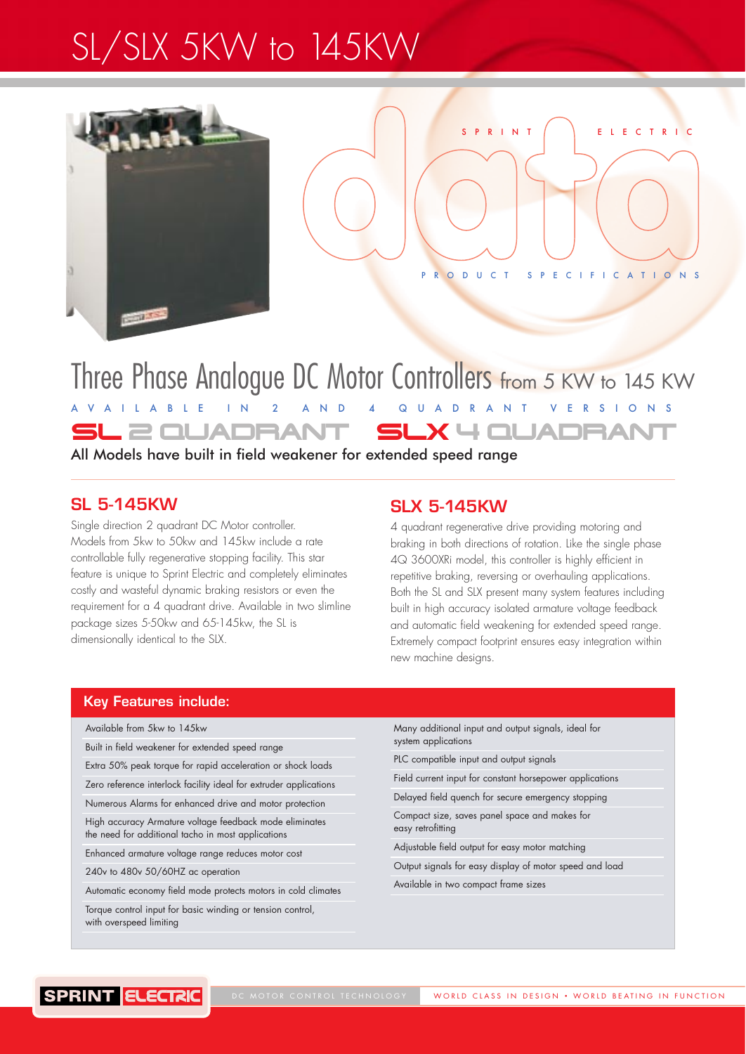# SL/SLX 5KW to 145KW

SPRINT ELECTRIC

data

PRODUCT SPECIFICATIONS

## Three Phase Analogue DC Motor Controllers from 5 KW to 145 KW

AVAILABLE IN 2 AND 4 QUADRANT VERSIONS

**SL 2 QUADRANT** **SLX 4 QUADRANT**

All Models have built in field weakener for extended speed range

### SL 5-145KW

Single direction 2 quadrant DC Motor controller. Models from 5kw to 50kw and 145kw include a rate controllable fully regenerative stopping facility. This star feature is unique to Sprint Electric and completely eliminates costly and wasteful dynamic braking resistors or even the requirement for a 4 quadrant drive. Available in two slimline package sizes 5-50kw and 65-145kw, the SL is dimensionally identical to the SLX.

### SLX 5-145KW

4 quadrant regenerative drive providing motoring and braking in both directions of rotation. Like the single phase 4Q 3600XRi model, this controller is highly efficient in repetitive braking, reversing or overhauling applications. Both the SL and SLX present many system features including built in high accuracy isolated armature voltage feedback and automatic field weakening for extended speed range. Extremely compact footprint ensures easy integration within new machine designs.

### Key Features include:

- Available from 5kw to 145kw
- Built in field weakener for extended speed range
- Extra 50% peak torque for rapid acceleration or shock loads
- Zero reference interlock facility ideal for extruder applications
- Numerous Alarms for enhanced drive and motor protection
- High accuracy Armature voltage feedback mode eliminates the need for additional tacho in most applications
- Enhanced armature voltage range reduces motor cost
- 240v to 480v 50/60HZ ac operation
- Automatic economy field mode protects motors in cold climates
- Torque control input for basic winding or tension control, with overspeed limiting
- Many additional input and output signals, ideal for system applications
- PLC compatible input and output signals
- Field current input for constant horsepower applications
- Delayed field quench for secure emergency stopping
- Compact size, saves panel space and makes for easy retrofitting
- Adjustable field output for easy motor matching
- Output signals for easy display of motor speed and load
- Available in two compact frame sizes

SPRINT ELECTRIC

DC MOTOR CONTROL TECHNOLOGY

WORLD CLASS IN DESIGN • WORLD BEATING IN FUNCTION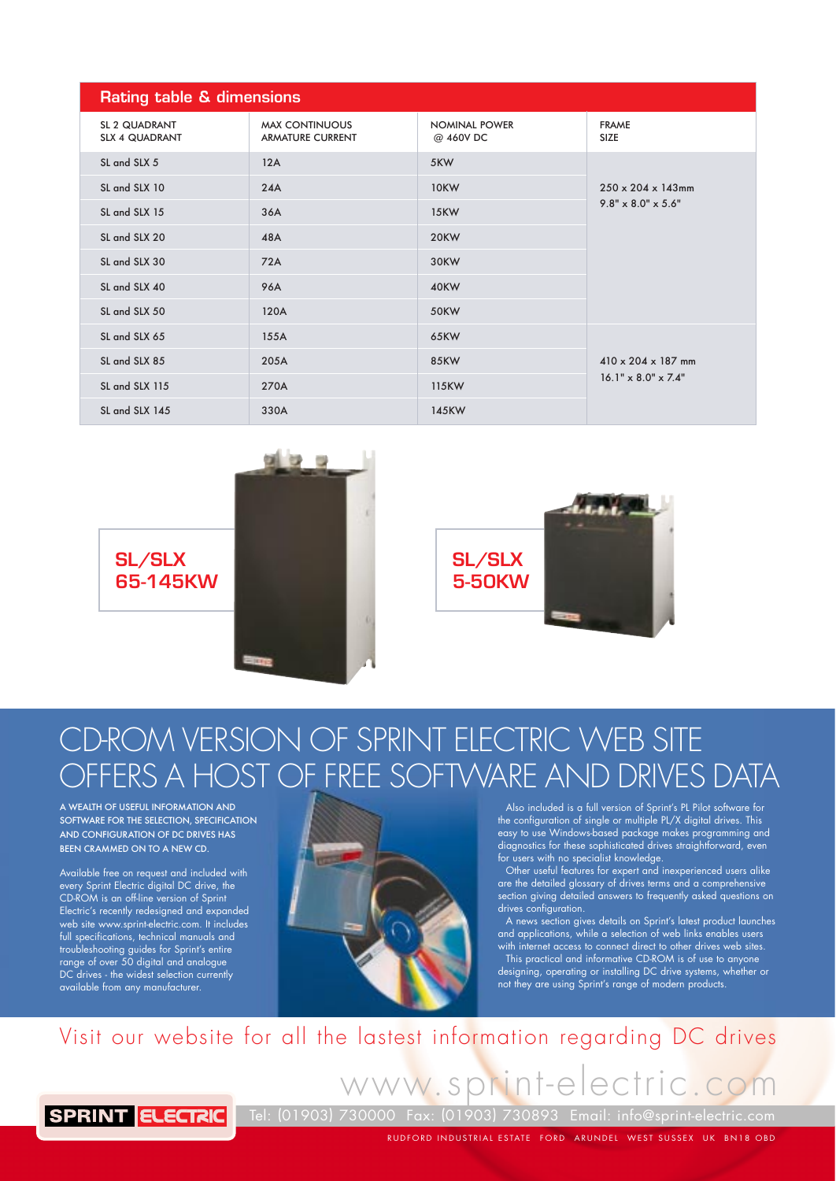## Rating table & dimensions

| SL 2 QUADRANT<br>SLX 4 QUADRANT | MAX CONTINUOUS ARMATURE CURRENT | NOMINAL POWER @ 460V DC | FRAME SIZE |
|---|---|---|---|
| SL and SLX 5 | 12A | 5KW | 250 x 204 x 143mm<br>9.8" x 8.0" x 5.6" |
| SL and SLX 10 | 24A | 10KW | |
| SL and SLX 15 | 36A | 15KW | |
| SL and SLX 20 | 48A | 20KW | |
| SL and SLX 30 | 72A | 30KW | |
| SL and SLX 40 | 96A | 40KW | |
| SL and SLX 50 | 120A | 50KW | |
| SL and SLX 65 | 155A | 65KW | 410 x 204 x 187 mm<br>16.1" x 8.0" x 7.4" |
| SL and SLX 85 | 205A | 85KW | |
| SL and SLX 115 | 270A | 115KW | |
| SL and SLX 145 | 330A | 145KW | |

**SL/SLX 65-145KW**

**SL/SLX 5-50KW**

# CD-ROM VERSION OF SPRINT ELECTRIC WEB SITE OFFERS A HOST OF FREE SOFTWARE AND DRIVES DATA

A WEALTH OF USEFUL INFORMATION AND SOFTWARE FOR THE SELECTION, SPECIFICATION AND CONFIGURATION OF DC DRIVES HAS BEEN CRAMMED ON TO A NEW CD.

Available free on request and included with every Sprint Electric digital DC drive, the CD-ROM is an off-line version of Sprint Electric's recently redesigned and expanded web site www.sprint-electric.com. It includes full specifications, technical manuals and troubleshooting guides for Sprint's entire range of over 50 digital and analogue DC drives - the widest selection currently available from any manufacturer.

Also included is a full version of Sprint's PL Pilot software for the configuration of single or multiple PL/X digital drives. This easy to use Windows-based package makes programming and diagnostics for these sophisticated drives straightforward, even for users with no specialist knowledge.

Other useful features for expert and inexperienced users alike are the detailed glossary of drives terms and a comprehensive section giving detailed answers to frequently asked questions on drives configuration.

A news section gives details on Sprint's latest product launches and applications, while a selection of web links enables users with internet access to connect direct to other drives web sites.

This practical and informative CD-ROM is of use to anyone designing, operating or installing DC drive systems, whether or not they are using Sprint's range of modern products.

Visit our website for all the lastest information regarding DC drives

www.sprint-electric.com

SPRINT ELECTRIC

Tel: (01903) 730000 Fax: (01903) 730893 Email: info@sprint-electric.com

RUDFORD INDUSTRIAL ESTATE FORD ARUNDEL WEST SUSSEX UK BN18 0BD